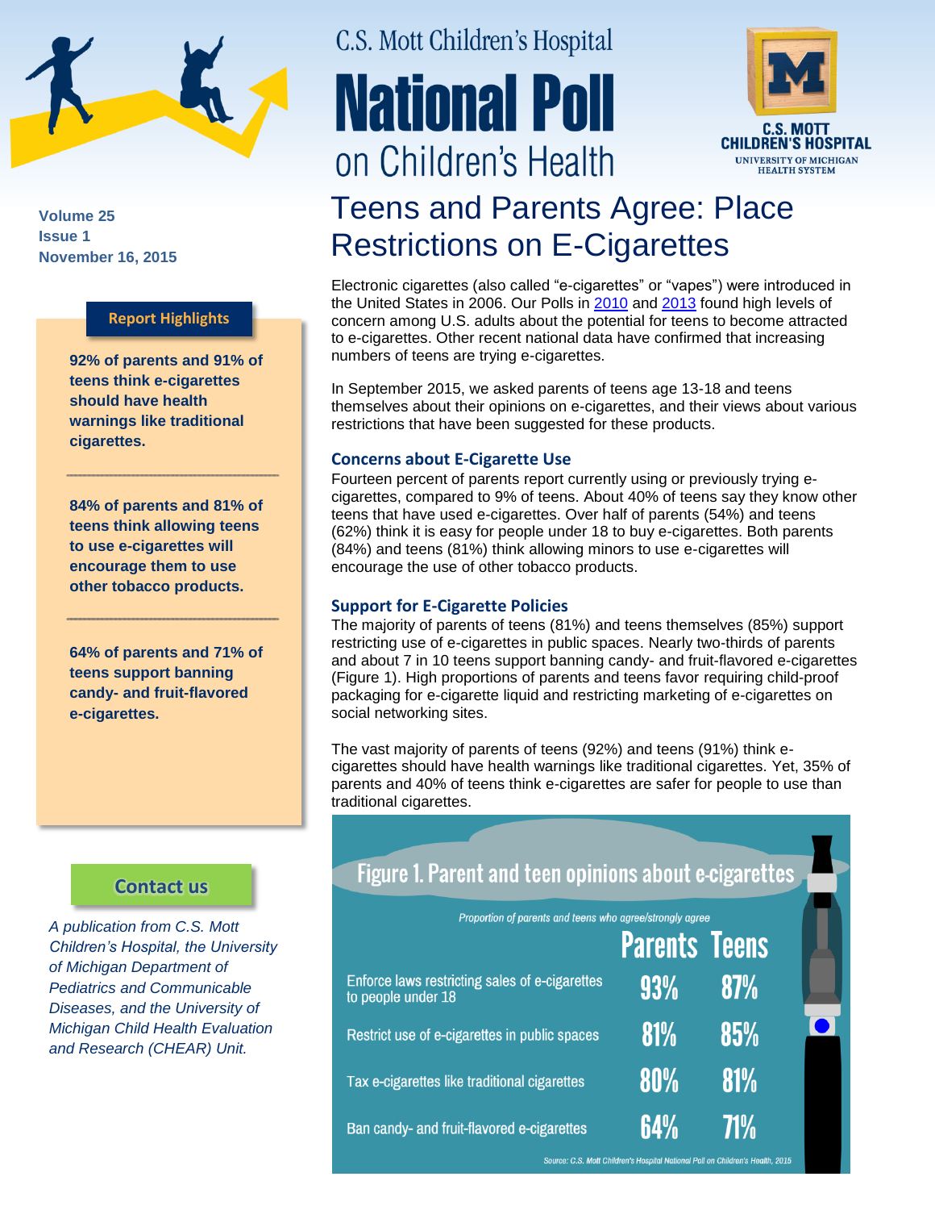C.S. Mott Children's Hospital

# National Poll on Children's Health

Volume 25
Issue 1
November 16, 2015

## Teens and Parents Agree: Place Restrictions on E-Cigarettes

**Report Highlights**

**92% of parents and 91% of teens think e-cigarettes should have health warnings like traditional cigarettes.**

**84% of parents and 81% of teens think allowing teens to use e-cigarettes will encourage them to use other tobacco products.**

**64% of parents and 71% of teens support banning candy- and fruit-flavored e-cigarettes.**

Electronic cigarettes (also called "e-cigarettes" or "vapes") were introduced in the United States in 2006. Our Polls in 2010 and 2013 found high levels of concern among U.S. adults about the potential for teens to become attracted to e-cigarettes. Other recent national data have confirmed that increasing numbers of teens are trying e-cigarettes.

In September 2015, we asked parents of teens age 13-18 and teens themselves about their opinions on e-cigarettes, and their views about various restrictions that have been suggested for these products.

### Concerns about E-Cigarette Use

Fourteen percent of parents report currently using or previously trying e-cigarettes, compared to 9% of teens. About 40% of teens say they know other teens that have used e-cigarettes. Over half of parents (54%) and teens (62%) think it is easy for people under 18 to buy e-cigarettes. Both parents (84%) and teens (81%) think allowing minors to use e-cigarettes will encourage the use of other tobacco products.

### Support for E-Cigarette Policies

The majority of parents of teens (81%) and teens themselves (85%) support restricting use of e-cigarettes in public spaces. Nearly two-thirds of parents and about 7 in 10 teens support banning candy- and fruit-flavored e-cigarettes (Figure 1). High proportions of parents and teens favor requiring child-proof packaging for e-cigarette liquid and restricting marketing of e-cigarettes on social networking sites.

The vast majority of parents of teens (92%) and teens (91%) think e-cigarettes should have health warnings like traditional cigarettes. Yet, 35% of parents and 40% of teens think e-cigarettes are safer for people to use than traditional cigarettes.

**Figure 1. Parent and teen opinions about e-cigarettes**

*Proportion of parents and teens who agree/strongly agree*

| | Parents | Teens |
|---|---|---|
| Enforce laws restricting sales of e-cigarettes to people under 18 | 93% | 87% |
| Restrict use of e-cigarettes in public spaces | 81% | 85% |
| Tax e-cigarettes like traditional cigarettes | 80% | 81% |
| Ban candy- and fruit-flavored e-cigarettes | 64% | 71% |

*Source: C.S. Mott Children's Hospital National Poll on Children's Health, 2015*

**Contact us**

*A publication from C.S. Mott Children's Hospital, the University of Michigan Department of Pediatrics and Communicable Diseases, and the University of Michigan Child Health Evaluation and Research (CHEAR) Unit.*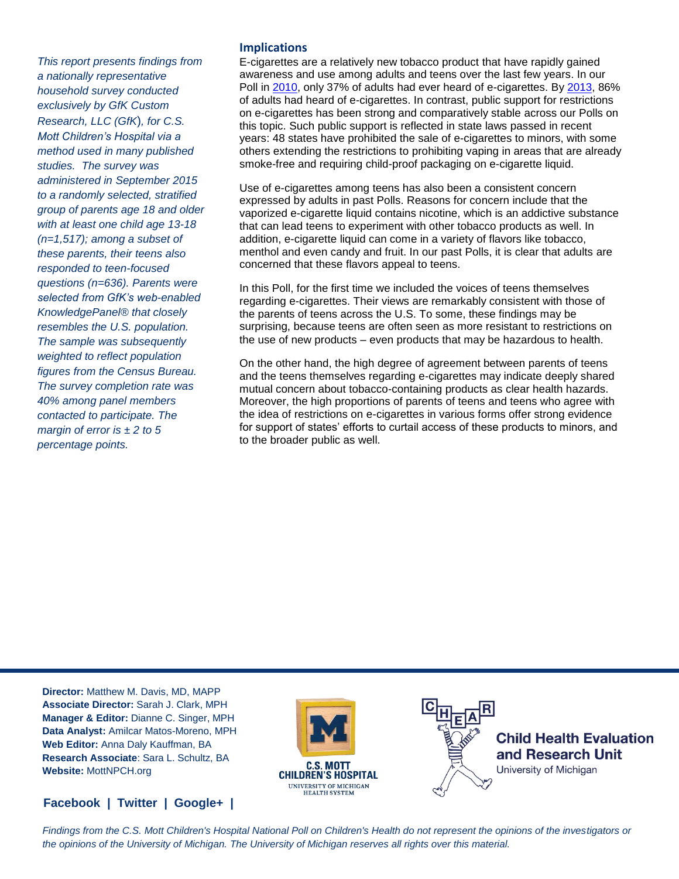*This report presents findings from a nationally representative household survey conducted exclusively by GfK Custom Research, LLC (GfK), for C.S. Mott Children's Hospital via a method used in many published studies. The survey was administered in September 2015 to a randomly selected, stratified group of parents age 18 and older with at least one child age 13-18 (n=1,517); among a subset of these parents, their teens also responded to teen-focused questions (n=636). Parents were selected from GfK's web-enabled KnowledgePanel® that closely resembles the U.S. population. The sample was subsequently weighted to reflect population figures from the Census Bureau. The survey completion rate was 40% among panel members contacted to participate. The margin of error is ± 2 to 5 percentage points.*

## Implications

E-cigarettes are a relatively new tobacco product that have rapidly gained awareness and use among adults and teens over the last few years. In our Poll in 2010, only 37% of adults had ever heard of e-cigarettes. By 2013, 86% of adults had heard of e-cigarettes. In contrast, public support for restrictions on e-cigarettes has been strong and comparatively stable across our Polls on this topic. Such public support is reflected in state laws passed in recent years: 48 states have prohibited the sale of e-cigarettes to minors, with some others extending the restrictions to prohibiting vaping in areas that are already smoke-free and requiring child-proof packaging on e-cigarette liquid.

Use of e-cigarettes among teens has also been a consistent concern expressed by adults in past Polls. Reasons for concern include that the vaporized e-cigarette liquid contains nicotine, which is an addictive substance that can lead teens to experiment with other tobacco products as well. In addition, e-cigarette liquid can come in a variety of flavors like tobacco, menthol and even candy and fruit. In our past Polls, it is clear that adults are concerned that these flavors appeal to teens.

In this Poll, for the first time we included the voices of teens themselves regarding e-cigarettes. Their views are remarkably consistent with those of the parents of teens across the U.S. To some, these findings may be surprising, because teens are often seen as more resistant to restrictions on the use of new products – even products that may be hazardous to health.

On the other hand, the high degree of agreement between parents of teens and the teens themselves regarding e-cigarettes may indicate deeply shared mutual concern about tobacco-containing products as clear health hazards. Moreover, the high proportions of parents of teens and teens who agree with the idea of restrictions on e-cigarettes in various forms offer strong evidence for support of states' efforts to curtail access of these products to minors, and to the broader public as well.

**Director:** Matthew M. Davis, MD, MAPP
**Associate Director:** Sarah J. Clark, MPH
**Manager & Editor:** Dianne C. Singer, MPH
**Data Analyst:** Amilcar Matos-Moreno, MPH
**Web Editor:** Anna Daly Kauffman, BA
**Research Associate**: Sara L. Schultz, BA
**Website:** MottNPCH.org

**Facebook | Twitter | Google+ |**

C.S. MOTT CHILDREN'S HOSPITAL
UNIVERSITY OF MICHIGAN HEALTH SYSTEM

CHEAR
**Child Health Evaluation and Research Unit**
University of Michigan

*Findings from the C.S. Mott Children's Hospital National Poll on Children's Health do not represent the opinions of the investigators or the opinions of the University of Michigan. The University of Michigan reserves all rights over this material.*